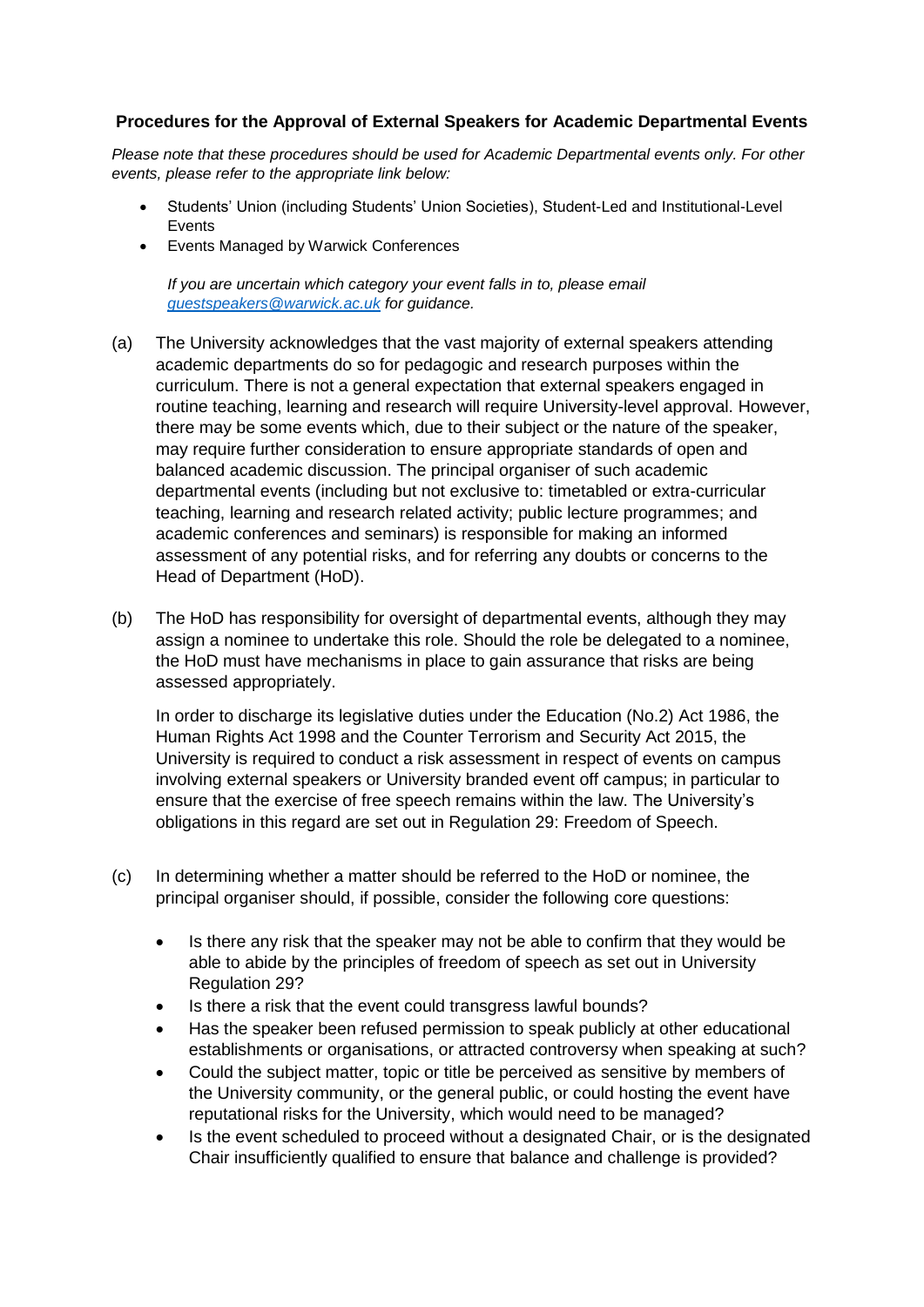## Procedures for the Approval of External Speakers for Academic Departmental Events

*Please note that these procedures should be used for Academic Departmental events only. For other events, please refer to the appropriate link below:*

- Students' Union (including Students' Union Societies), Student-Led and Institutional-Level Events
- Events Managed by Warwick Conferences

*If you are uncertain which category your event falls in to, please email [guestspeakers@warwick.ac.uk](mailto:guestspeakers@warwick.ac.uk) for guidance.*

(a) The University acknowledges that the vast majority of external speakers attending academic departments do so for pedagogic and research purposes within the curriculum. There is not a general expectation that external speakers engaged in routine teaching, learning and research will require University-level approval. However, there may be some events which, due to their subject or the nature of the speaker, may require further consideration to ensure appropriate standards of open and balanced academic discussion. The principal organiser of such academic departmental events (including but not exclusive to: timetabled or extra-curricular teaching, learning and research related activity; public lecture programmes; and academic conferences and seminars) is responsible for making an informed assessment of any potential risks, and for referring any doubts or concerns to the Head of Department (HoD).

(b) The HoD has responsibility for oversight of departmental events, although they may assign a nominee to undertake this role. Should the role be delegated to a nominee, the HoD must have mechanisms in place to gain assurance that risks are being assessed appropriately.

In order to discharge its legislative duties under the Education (No.2) Act 1986, the Human Rights Act 1998 and the Counter Terrorism and Security Act 2015, the University is required to conduct a risk assessment in respect of events on campus involving external speakers or University branded event off campus; in particular to ensure that the exercise of free speech remains within the law. The University's obligations in this regard are set out in Regulation 29: Freedom of Speech.

(c) In determining whether a matter should be referred to the HoD or nominee, the principal organiser should, if possible, consider the following core questions:

- Is there any risk that the speaker may not be able to confirm that they would be able to abide by the principles of freedom of speech as set out in University Regulation 29?
- Is there a risk that the event could transgress lawful bounds?
- Has the speaker been refused permission to speak publicly at other educational establishments or organisations, or attracted controversy when speaking at such?
- Could the subject matter, topic or title be perceived as sensitive by members of the University community, or the general public, or could hosting the event have reputational risks for the University, which would need to be managed?
- Is the event scheduled to proceed without a designated Chair, or is the designated Chair insufficiently qualified to ensure that balance and challenge is provided?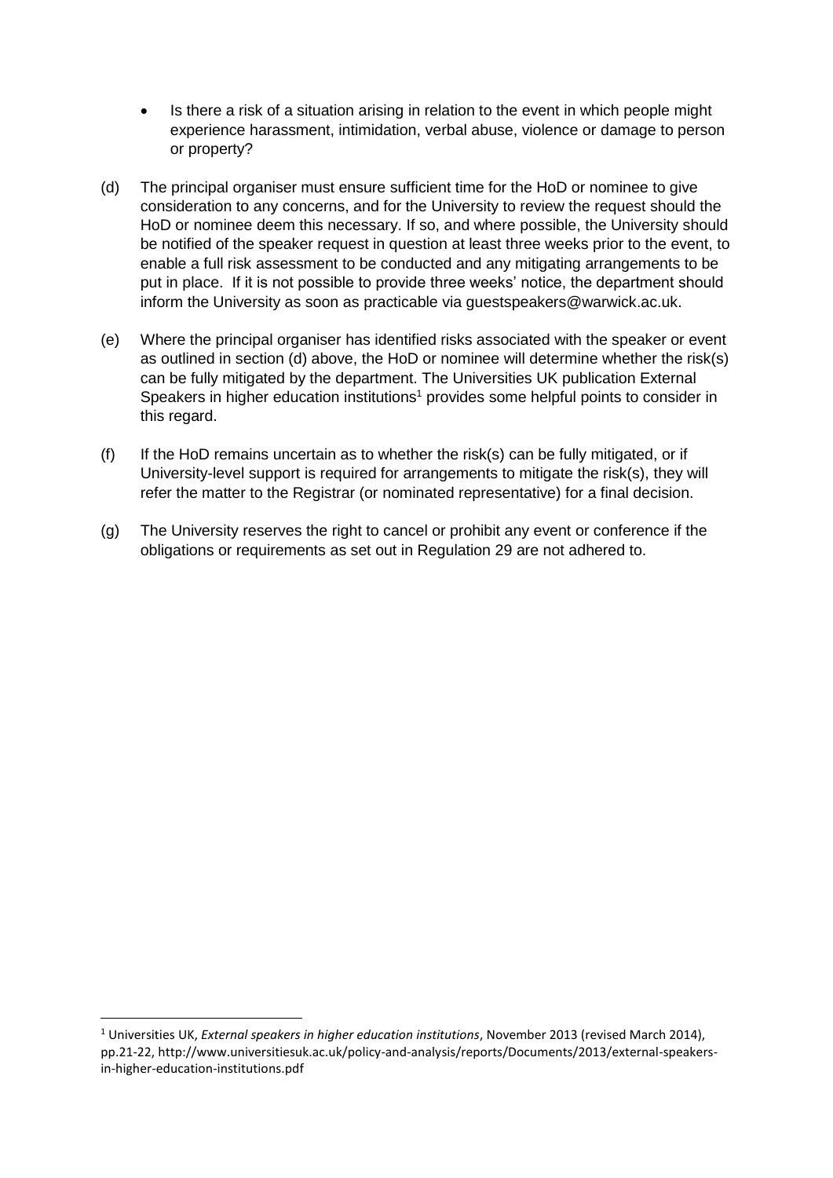- Is there a risk of a situation arising in relation to the event in which people might experience harassment, intimidation, verbal abuse, violence or damage to person or property?

(d) The principal organiser must ensure sufficient time for the HoD or nominee to give consideration to any concerns, and for the University to review the request should the HoD or nominee deem this necessary. If so, and where possible, the University should be notified of the speaker request in question at least three weeks prior to the event, to enable a full risk assessment to be conducted and any mitigating arrangements to be put in place. If it is not possible to provide three weeks' notice, the department should inform the University as soon as practicable via guestspeakers@warwick.ac.uk.

(e) Where the principal organiser has identified risks associated with the speaker or event as outlined in section (d) above, the HoD or nominee will determine whether the risk(s) can be fully mitigated by the department. The Universities UK publication External Speakers in higher education institutions[1] provides some helpful points to consider in this regard.

(f) If the HoD remains uncertain as to whether the risk(s) can be fully mitigated, or if University-level support is required for arrangements to mitigate the risk(s), they will refer the matter to the Registrar (or nominated representative) for a final decision.

(g) The University reserves the right to cancel or prohibit any event or conference if the obligations or requirements as set out in Regulation 29 are not adhered to.

---

[1] Universities UK, *External speakers in higher education institutions*, November 2013 (revised March 2014), pp.21-22, http://www.universitiesuk.ac.uk/policy-and-analysis/reports/Documents/2013/external-speakers-in-higher-education-institutions.pdf